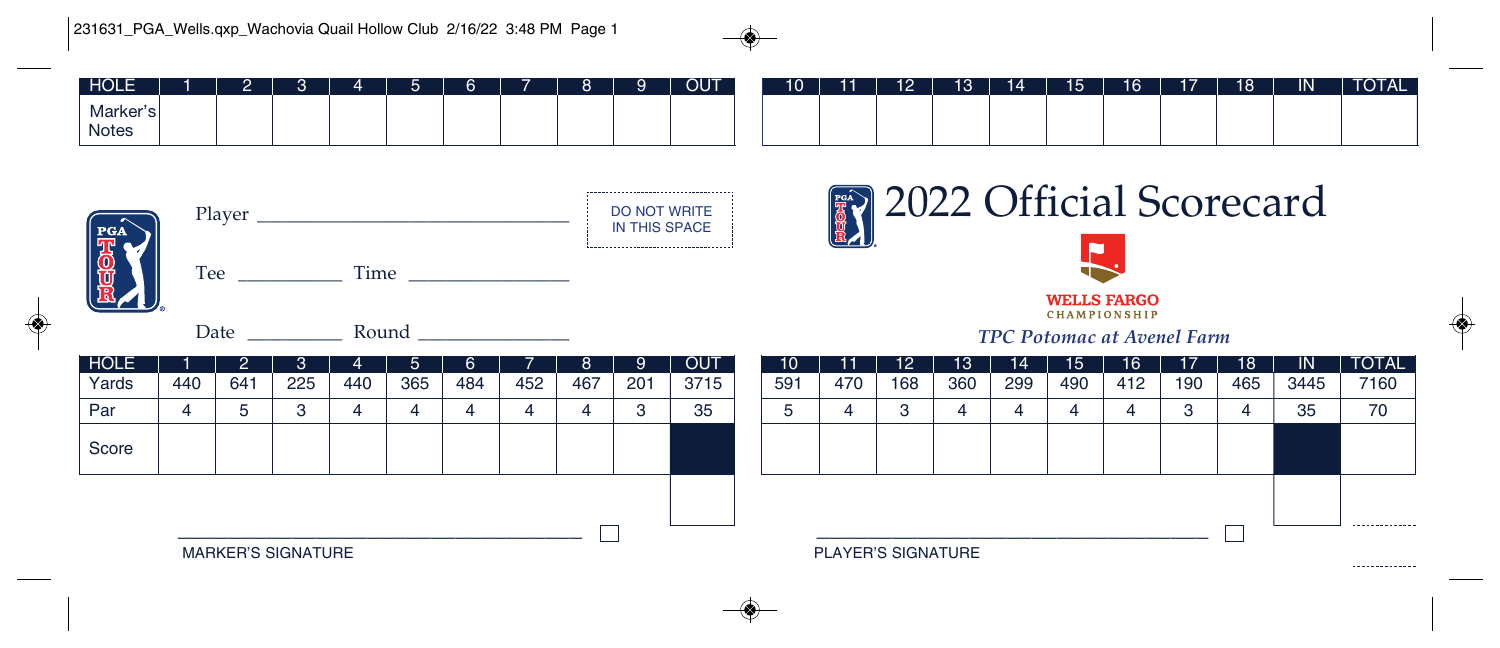| HOLE | 1 | 2 | 3 | 4 | 5 | 6 | 7 | 8 | 9 | OUT | 10 | 11 | 12 | 13 | 14 | 15 | 16 | 17 | 18 | IN | TOTAL |
|---|---|---|---|---|---|---|---|---|---|---|---|---|---|---|---|---|---|---|---|---|---|
| Marker's Notes | | | | | | | | | | | | | | | | | | | | | |

Player ______________________________

Tee __________ Time ________________

Date _________ Round _______________

DO NOT WRITE IN THIS SPACE

# 2022 Official Scorecard

**WELLS FARGO CHAMPIONSHIP**

*TPC Potomac at Avenel Farm*

| HOLE | 1 | 2 | 3 | 4 | 5 | 6 | 7 | 8 | 9 | OUT | 10 | 11 | 12 | 13 | 14 | 15 | 16 | 17 | 18 | IN | TOTAL |
|---|---|---|---|---|---|---|---|---|---|---|---|---|---|---|---|---|---|---|---|---|---|
| Yards | 440 | 641 | 225 | 440 | 365 | 484 | 452 | 467 | 201 | 3715 | 591 | 470 | 168 | 360 | 299 | 490 | 412 | 190 | 465 | 3445 | 7160 |
| Par | 4 | 5 | 3 | 4 | 4 | 4 | 4 | 4 | 3 | 35 | 5 | 4 | 3 | 4 | 4 | 4 | 4 | 3 | 4 | 35 | 70 |
| Score | | | | | | | | | | | | | | | | | | | | | |

MARKER'S SIGNATURE

PLAYER'S SIGNATURE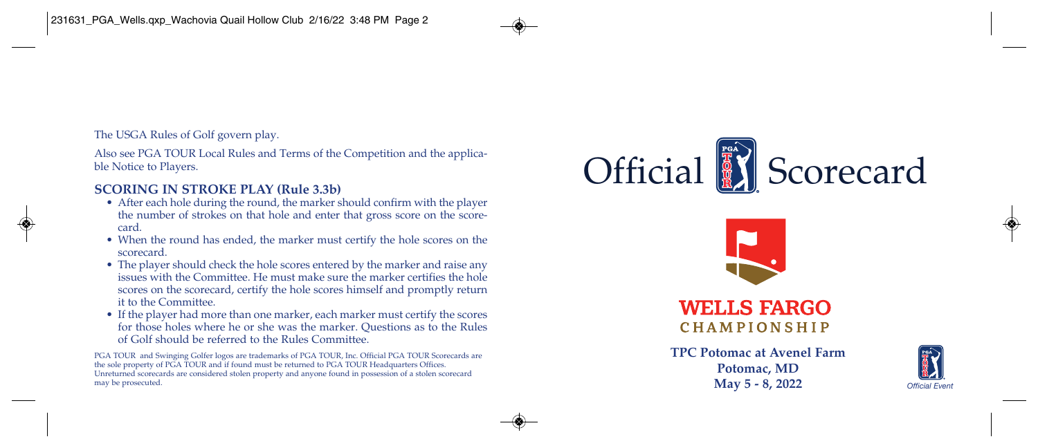The USGA Rules of Golf govern play.

Also see PGA TOUR Local Rules and Terms of the Competition and the applicable Notice to Players.

## SCORING IN STROKE PLAY (Rule 3.3b)

- After each hole during the round, the marker should confirm with the player the number of strokes on that hole and enter that gross score on the scorecard.
- When the round has ended, the marker must certify the hole scores on the scorecard.
- The player should check the hole scores entered by the marker and raise any issues with the Committee. He must make sure the marker certifies the hole scores on the scorecard, certify the hole scores himself and promptly return it to the Committee.
- If the player had more than one marker, each marker must certify the scores for those holes where he or she was the marker. Questions as to the Rules of Golf should be referred to the Rules Committee.

PGA TOUR and Swinging Golfer logos are trademarks of PGA TOUR, Inc. Official PGA TOUR Scorecards are the sole property of PGA TOUR and if found must be returned to PGA TOUR Headquarters Offices. Unreturned scorecards are considered stolen property and anyone found in possession of a stolen scorecard may be prosecuted.

# Official Scorecard

## WELLS FARGO CHAMPIONSHIP

**TPC Potomac at Avenel Farm**
**Potomac, MD**
**May 5 - 8, 2022**

*Official Event*